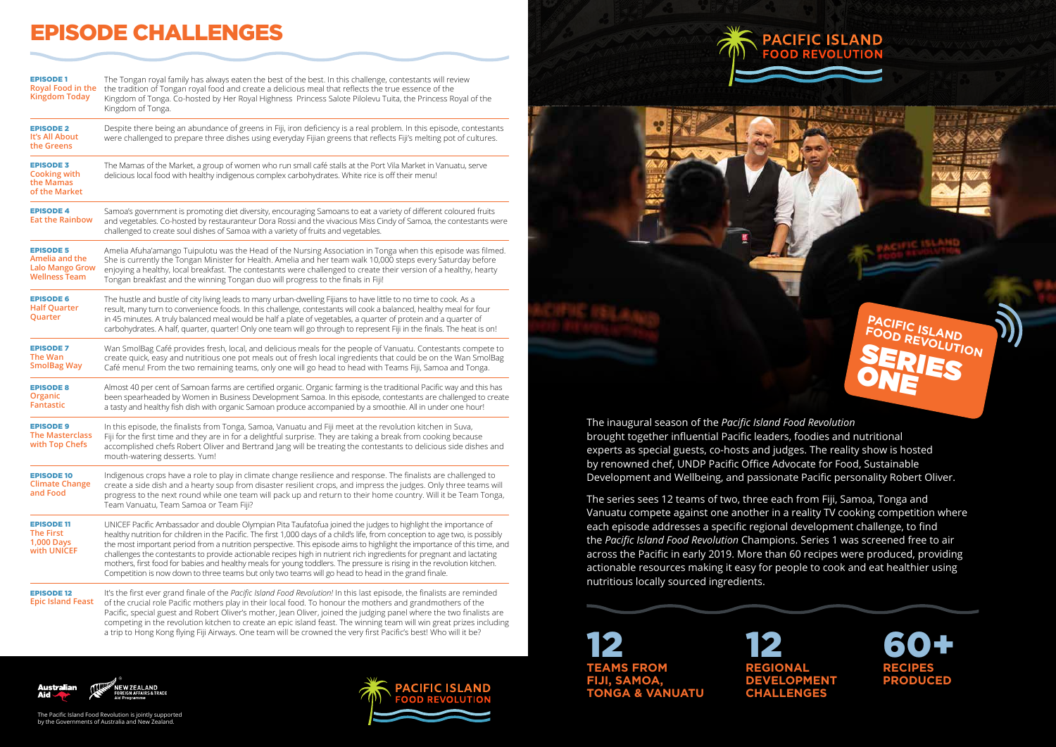# EPISODE CHALLENGES

| Episode | Description |
|---|---|
| **EPISODE 1** Royal Food in the Kingdom Today | The Tongan royal family has always eaten the best of the best. In this challenge, contestants will review the tradition of Tongan royal food and create a delicious meal that reflects the true essence of the Kingdom of Tonga. Co-hosted by Her Royal Highness Princess Salote Pilolevu Tuita, the Princess Royal of the Kingdom of Tonga. |
| **EPISODE 2** It's All About the Greens | Despite there being an abundance of greens in Fiji, iron deficiency is a real problem. In this episode, contestants were challenged to prepare three dishes using everyday Fijian greens that reflects Fiji's melting pot of cultures. |
| **EPISODE 3** Cooking with the Mamas of the Market | The Mamas of the Market, a group of women who run small café stalls at the Port Vila Market in Vanuatu, serve delicious local food with healthy indigenous complex carbohydrates. White rice is off their menu! |
| **EPISODE 4** Eat the Rainbow | Samoa's government is promoting diet diversity, encouraging Samoans to eat a variety of different coloured fruits and vegetables. Co-hosted by restauranteur Dora Rossi and the vivacious Miss Cindy of Samoa, the contestants were challenged to create soul dishes of Samoa with a variety of fruits and vegetables. |
| **EPISODE 5** Amelia and the Lalo Mango Grow Wellness Team | Amelia Afuha'amango Tuipulotu was the Head of the Nursing Association in Tonga when this episode was filmed. She is currently the Tongan Minister for Health. Amelia and her team walk 10,000 steps every Saturday before enjoying a healthy, local breakfast. The contestants were challenged to create their version of a healthy, hearty Tongan breakfast and the winning Tongan duo will progress to the finals in Fiji! |
| **EPISODE 6** Half Quarter Quarter | The hustle and bustle of city living leads to many urban-dwelling Fijians to have little to no time to cook. As a result, many turn to convenience foods. In this challenge, contestants will cook a balanced, healthy meal for four in 45 minutes. A truly balanced meal would be half a plate of vegetables, a quarter of protein and a quarter of carbohydrates. A half, quarter, quarter! Only one team will go through to represent Fiji in the finals. The heat is on! |
| **EPISODE 7** The Wan SmolBag Way | Wan SmolBag Café provides fresh, local, and delicious meals for the people of Vanuatu. Contestants compete to create quick, easy and nutritious one pot meals out of fresh local ingredients that could be on the Wan SmolBag Café menu! From the two remaining teams, only one will go head to head with Teams Fiji, Samoa and Tonga. |
| **EPISODE 8** Organic Fantastic | Almost 40 per cent of Samoan farms are certified organic. Organic farming is the traditional Pacific way and this has been spearheaded by Women in Business Development Samoa. In this episode, contestants are challenged to create a tasty and healthy fish dish with organic Samoan produce accompanied by a smoothie. All in under one hour! |
| **EPISODE 9** The Masterclass with Top Chefs | In this episode, the finalists from Tonga, Samoa, Vanuatu and Fiji meet at the revolution kitchen in Suva, Fiji for the first time and they are in for a delightful surprise. They are taking a break from cooking because accomplished chefs Robert Oliver and Bertrand Jang will be treating the contestants to delicious side dishes and mouth-watering desserts. Yum! |
| **EPISODE 10** Climate Change and Food | Indigenous crops have a role to play in climate change resilience and response. The finalists are challenged to create a side dish and a hearty soup from disaster resilient crops, and impress the judges. Only three teams will progress to the next round while one team will pack up and return to their home country. Will it be Team Tonga, Team Vanuatu, Team Samoa or Team Fiji? |
| **EPISODE 11** The First 1,000 Days with UNICEF | UNICEF Pacific Ambassador and double Olympian Pita Taufatofua joined the judges to highlight the importance of healthy nutrition for children in the Pacific. The first 1,000 days of a child's life, from conception to age two, is possibly the most important period from a nutrition perspective. This episode aims to highlight the importance of this time, and challenges the contestants to provide actionable recipes high in nutrient rich ingredients for pregnant and lactating mothers, first food for babies and healthy meals for young toddlers. The pressure is rising in the revolution kitchen. Competition is now down to three teams but only two teams will go head to head in the grand finale. |
| **EPISODE 12** Epic Island Feast | It's the first ever grand finale of the *Pacific Island Food Revolution!* In this last episode, the finalists are reminded of the crucial role Pacific mothers play in their local food. To honour the mothers and grandmothers of the Pacific, special guest and Robert Oliver's mother, Jean Oliver, joined the judging panel where the two finalists are competing in the revolution kitchen to create an epic island feast. The winning team will win great prizes including a trip to Hong Kong flying Fiji Airways. One team will be crowned the very first Pacific's best! Who will it be? |

The Pacific Island Food Revolution is jointly supported by the Governments of Australia and New Zealand.

## PACIFIC ISLAND FOOD REVOLUTION

## PACIFIC ISLAND FOOD REVOLUTION SERIES ONE

The inaugural season of the *Pacific Island Food Revolution* brought together influential Pacific leaders, foodies and nutritional experts as special guests, co-hosts and judges. The reality show is hosted by renowned chef, UNDP Pacific Office Advocate for Food, Sustainable Development and Wellbeing, and passionate Pacific personality Robert Oliver.

The series sees 12 teams of two, three each from Fiji, Samoa, Tonga and Vanuatu compete against one another in a reality TV cooking competition where each episode addresses a specific regional development challenge, to find the *Pacific Island Food Revolution* Champions. Series 1 was screened free to air across the Pacific in early 2019. More than 60 recipes were produced, providing actionable resources making it easy for people to cook and eat healthier using nutritious locally sourced ingredients.

**12** TEAMS FROM FIJI, SAMOA, TONGA & VANUATU

**12** REGIONAL DEVELOPMENT CHALLENGES

**60+** RECIPES PRODUCED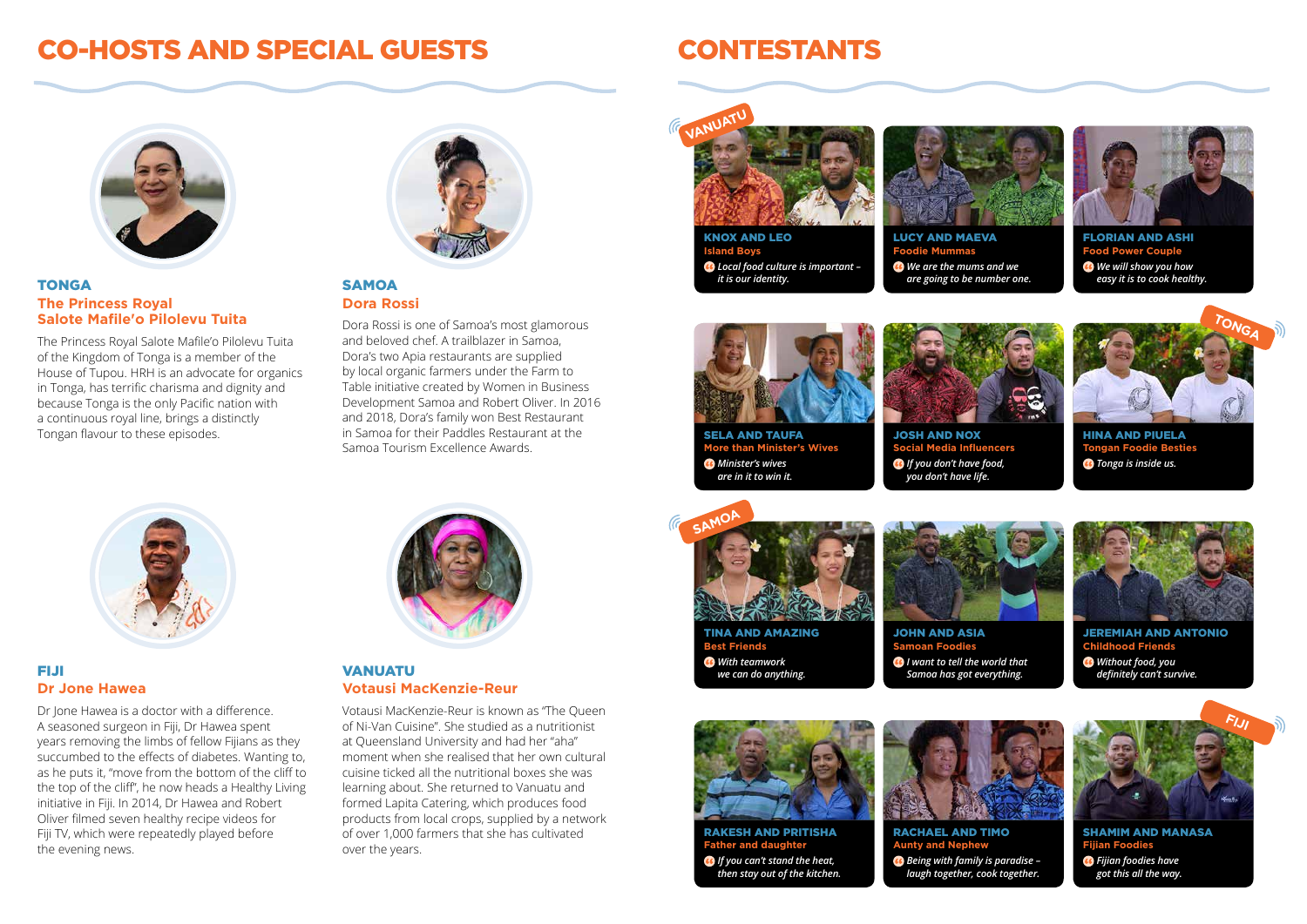# CO-HOSTS AND SPECIAL GUESTS

### TONGA
**The Princess Royal Salote Mafile'o Pilolevu Tuita**

The Princess Royal Salote Mafile'o Pilolevu Tuita of the Kingdom of Tonga is a member of the House of Tupou. HRH is an advocate for organics in Tonga, has terrific charisma and dignity and because Tonga is the only Pacific nation with a continuous royal line, brings a distinctly Tongan flavour to these episodes.

### SAMOA
**Dora Rossi**

Dora Rossi is one of Samoa's most glamorous and beloved chef. A trailblazer in Samoa, Dora's two Apia restaurants are supplied by local organic farmers under the Farm to Table initiative created by Women in Business Development Samoa and Robert Oliver. In 2016 and 2018, Dora's family won Best Restaurant in Samoa for their Paddles Restaurant at the Samoa Tourism Excellence Awards.

### FIJI
**Dr Jone Hawea**

Dr Jone Hawea is a doctor with a difference. A seasoned surgeon in Fiji, Dr Hawea spent years removing the limbs of fellow Fijians as they succumbed to the effects of diabetes. Wanting to, as he puts it, "move from the bottom of the cliff to the top of the cliff", he now heads a Healthy Living initiative in Fiji. In 2014, Dr Hawea and Robert Oliver filmed seven healthy recipe videos for Fiji TV, which were repeatedly played before the evening news.

### VANUATU
**Votausi MacKenzie-Reur**

Votausi MacKenzie-Reur is known as "The Queen of Ni-Van Cuisine". She studied as a nutritionist at Queensland University and had her "aha" moment when she realised that her own cultural cuisine ticked all the nutritional boxes she was learning about. She returned to Vanuatu and formed Lapita Catering, which produces food products from local crops, supplied by a network of over 1,000 farmers that she has cultivated over the years.

# CONTESTANTS

## VANUATU

**KNOX AND LEO**
Island Boys
*Local food culture is important – it is our identity.*

**LUCY AND MAEVA**
Foodie Mummas
*We are the mums and we are going to be number one.*

**FLORIAN AND ASHI**
Food Power Couple
*We will show you how easy it is to cook healthy.*

## TONGA

**SELA AND TAUFA**
More than Minister's Wives
*Minister's wives are in it to win it.*

**JOSH AND NOX**
Social Media Influencers
*If you don't have food, you don't have life.*

**HINA AND PIUELA**
Tongan Foodie Besties
*Tonga is inside us.*

## SAMOA

**TINA AND AMAZING**
Best Friends
*With teamwork we can do anything.*

**JOHN AND ASIA**
Samoan Foodies
*I want to tell the world that Samoa has got everything.*

**JEREMIAH AND ANTONIO**
Childhood Friends
*Without food, you definitely can't survive.*

## FIJI

**RAKESH AND PRITISHA**
Father and daughter
*If you can't stand the heat, then stay out of the kitchen.*

**RACHAEL AND TIMO**
Aunty and Nephew
*Being with family is paradise – laugh together, cook together.*

**SHAMIM AND MANASA**
Fijian Foodies
*Fijian foodies have got this all the way.*